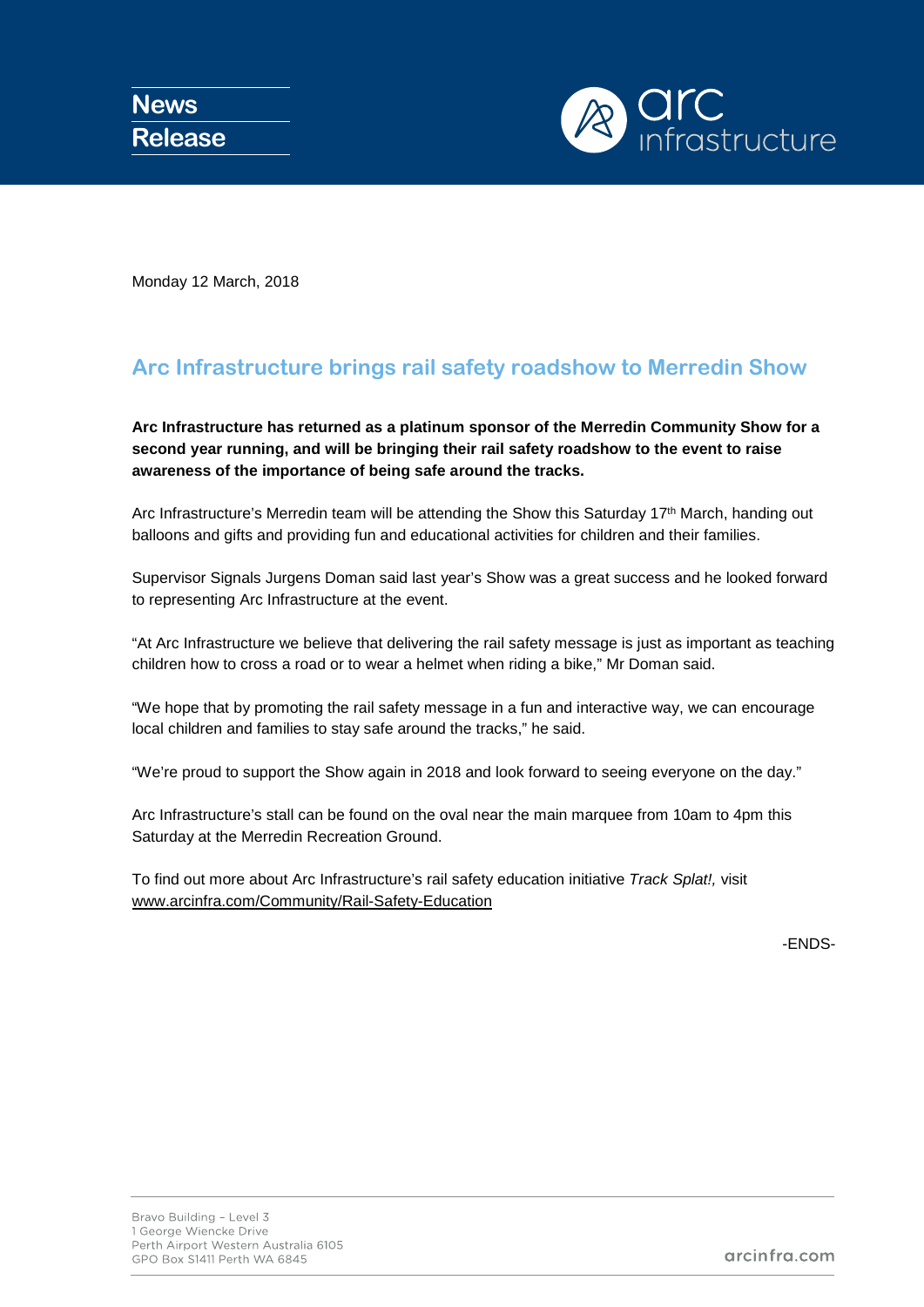News Release

Monday 12 March, 2018

## Arc Infrastructure brings rail safety roadshow to Merredin Show

**Arc Infrastructure has returned as a platinum sponsor of the Merredin Community Show for a second year running, and will be bringing their rail safety roadshow to the event to raise awareness of the importance of being safe around the tracks.**

Arc Infrastructure's Merredin team will be attending the Show this Saturday 17th March, handing out balloons and gifts and providing fun and educational activities for children and their families.

Supervisor Signals Jurgens Doman said last year's Show was a great success and he looked forward to representing Arc Infrastructure at the event.

"At Arc Infrastructure we believe that delivering the rail safety message is just as important as teaching children how to cross a road or to wear a helmet when riding a bike," Mr Doman said.

"We hope that by promoting the rail safety message in a fun and interactive way, we can encourage local children and families to stay safe around the tracks," he said.

"We're proud to support the Show again in 2018 and look forward to seeing everyone on the day."

Arc Infrastructure's stall can be found on the oval near the main marquee from 10am to 4pm this Saturday at the Merredin Recreation Ground.

To find out more about Arc Infrastructure's rail safety education initiative *Track Splat!,* visit www.arcinfra.com/Community/Rail-Safety-Education

-ENDS-

Bravo Building – Level 3
1 George Wiencke Drive
Perth Airport Western Australia 6105
GPO Box S1411 Perth WA 6845

arcinfra.com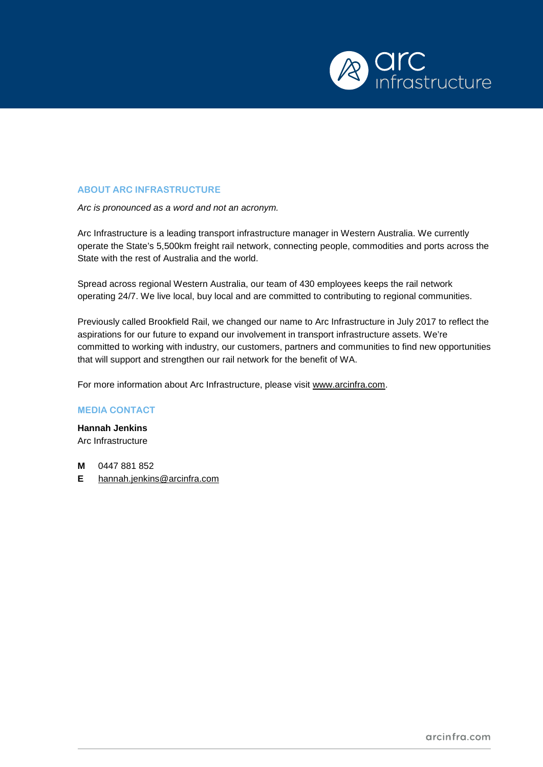## ABOUT ARC INFRASTRUCTURE

*Arc is pronounced as a word and not an acronym.*

Arc Infrastructure is a leading transport infrastructure manager in Western Australia. We currently operate the State's 5,500km freight rail network, connecting people, commodities and ports across the State with the rest of Australia and the world.

Spread across regional Western Australia, our team of 430 employees keeps the rail network operating 24/7. We live local, buy local and are committed to contributing to regional communities.

Previously called Brookfield Rail, we changed our name to Arc Infrastructure in July 2017 to reflect the aspirations for our future to expand our involvement in transport infrastructure assets. We're committed to working with industry, our customers, partners and communities to find new opportunities that will support and strengthen our rail network for the benefit of WA.

For more information about Arc Infrastructure, please visit www.arcinfra.com.

## MEDIA CONTACT

**Hannah Jenkins**
Arc Infrastructure

**M** 0447 881 852
**E** hannah.jenkins@arcinfra.com